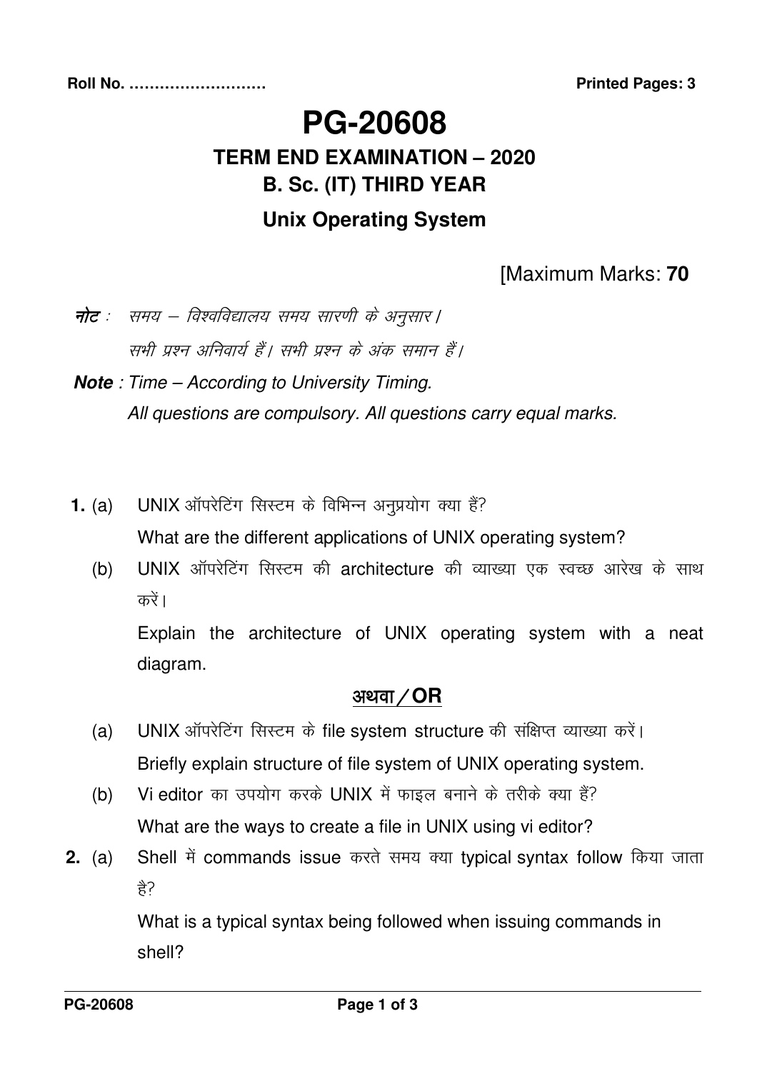Roll No. ……………………… **Printed Pages: 3**

# PG-20608

## TERM END EXAMINATION – 2020

## B. Sc. (IT) THIRD YEAR

## Unix Operating System

[Maximum Marks: **70**

***नोट*** : *समय – विश्वविद्यालय समय सारणी के अनुसार।*
*सभी प्रश्न अनिवार्य हैं। सभी प्रश्न के अंक समान हैं।*

***Note*** : *Time – According to University Timing.*
*All questions are compulsory. All questions carry equal marks.*

**1.** (a) UNIX ऑपरेटिंग सिस्टम के विभिन्न अनुप्रयोग क्या हैं?
What are the different applications of UNIX operating system?

(b) UNIX ऑपरेटिंग सिस्टम की architecture की व्याख्या एक स्वच्छ आरेख के साथ करें।
Explain the architecture of UNIX operating system with a neat diagram.

**अथवा / OR**

(a) UNIX ऑपरेटिंग सिस्टम के file system structure की संक्षिप्त व्याख्या करें।
Briefly explain structure of file system of UNIX operating system.

(b) Vi editor का उपयोग करके UNIX में फाइल बनाने के तरीके क्या हैं?
What are the ways to create a file in UNIX using vi editor?

**2.** (a) Shell में commands issue करते समय क्या typical syntax follow किया जाता है?
What is a typical syntax being followed when issuing commands in shell?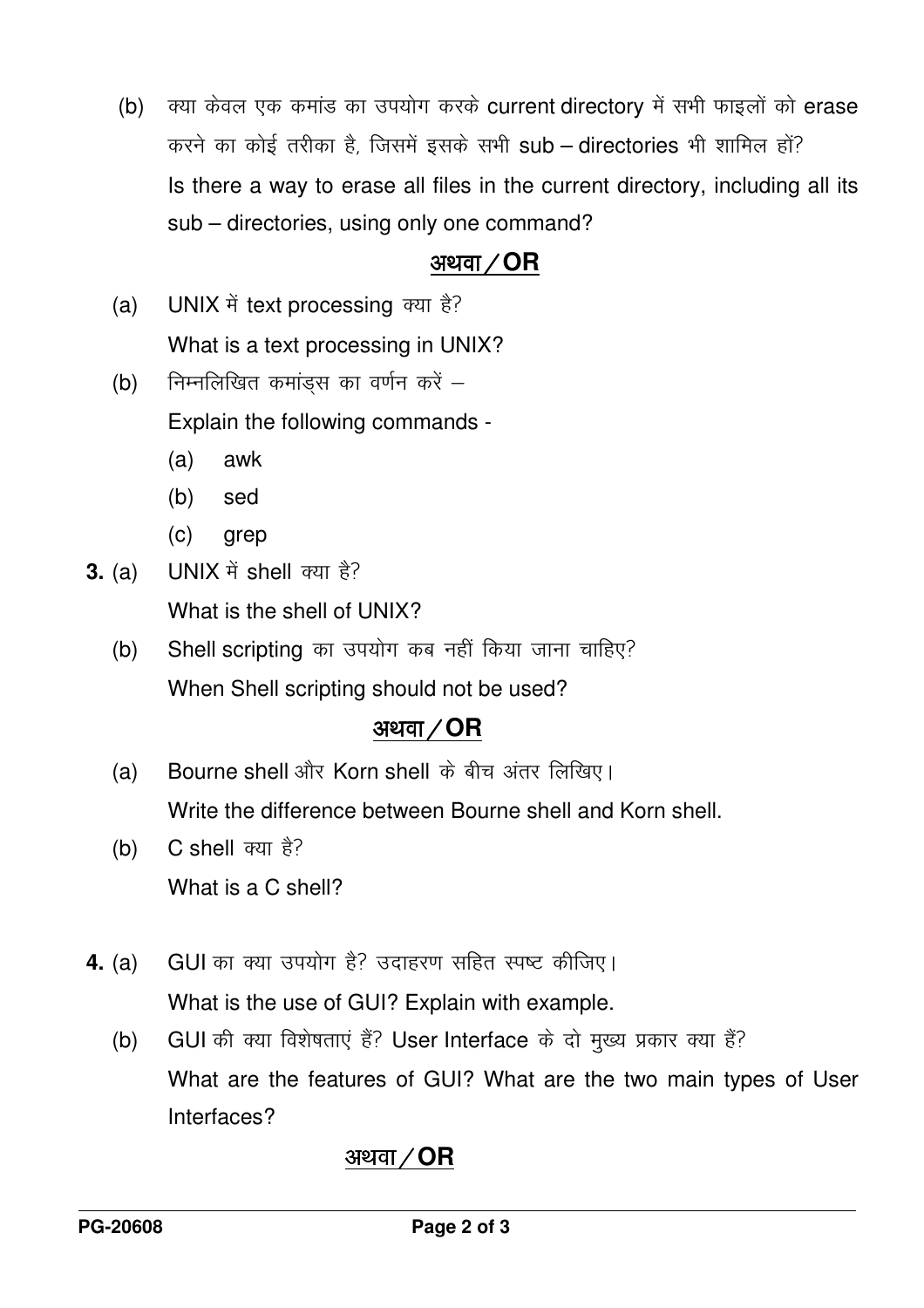(b) क्या केवल एक कमांड का उपयोग करके current directory में सभी फाइलों को erase करने का कोई तरीका है, जिसमें इसके सभी sub – directories भी शामिल हों?

Is there a way to erase all files in the current directory, including all its sub – directories, using only one command?

**अथवा / OR**

(a) UNIX में text processing क्या है?

What is a text processing in UNIX?

(b) निम्नलिखित कमांड्स का वर्णन करें –

Explain the following commands -

(a) awk

(b) sed

(c) grep

**3.** (a) UNIX में shell क्या है?

What is the shell of UNIX?

(b) Shell scripting का उपयोग कब नहीं किया जाना चाहिए?

When Shell scripting should not be used?

**अथवा / OR**

(a) Bourne shell और Korn shell के बीच अंतर लिखिए।

Write the difference between Bourne shell and Korn shell.

(b) C shell क्या है?

What is a C shell?

**4.** (a) GUI का क्या उपयोग है? उदाहरण सहित स्पष्ट कीजिए।

What is the use of GUI? Explain with example.

(b) GUI की क्या विशेषताएं हैं? User Interface के दो मुख्य प्रकार क्या हैं?

What are the features of GUI? What are the two main types of User Interfaces?

**अथवा / OR**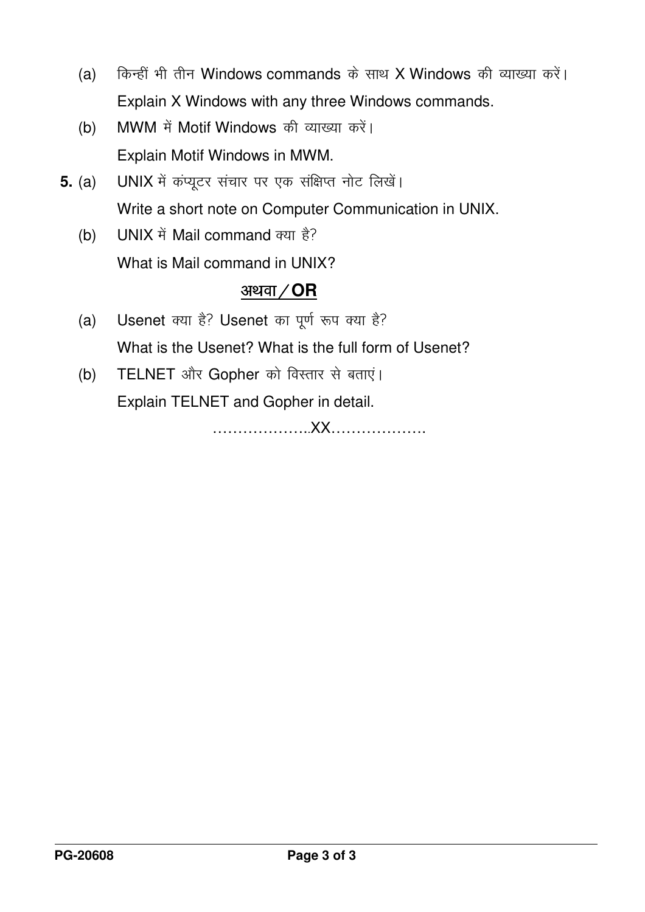(a) किन्हीं भी तीन Windows commands के साथ X Windows की व्याख्या करें।
Explain X Windows with any three Windows commands.

(b) MWM में Motif Windows की व्याख्या करें।
Explain Motif Windows in MWM.

**5.** (a) UNIX में कंप्यूटर संचार पर एक संक्षिप्त नोट लिखें।
Write a short note on Computer Communication in UNIX.

(b) UNIX में Mail command क्या है?
What is Mail command in UNIX?

**अथवा / OR**

(a) Usenet क्या है? Usenet का पूर्ण रूप क्या है?
What is the Usenet? What is the full form of Usenet?

(b) TELNET और Gopher को विस्तार से बताएं।
Explain TELNET and Gopher in detail.

………………..XX……………….